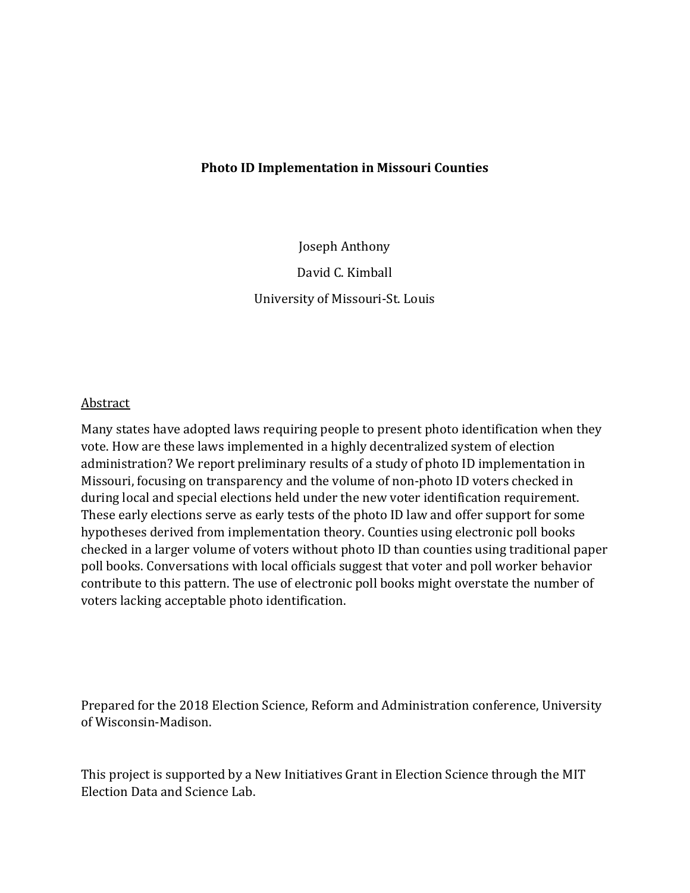# Photo ID Implementation in Missouri Counties

Joseph Anthony

David C. Kimball

University of Missouri-St. Louis

Abstract

Many states have adopted laws requiring people to present photo identification when they vote. How are these laws implemented in a highly decentralized system of election administration? We report preliminary results of a study of photo ID implementation in Missouri, focusing on transparency and the volume of non-photo ID voters checked in during local and special elections held under the new voter identification requirement. These early elections serve as early tests of the photo ID law and offer support for some hypotheses derived from implementation theory. Counties using electronic poll books checked in a larger volume of voters without photo ID than counties using traditional paper poll books. Conversations with local officials suggest that voter and poll worker behavior contribute to this pattern. The use of electronic poll books might overstate the number of voters lacking acceptable photo identification.

Prepared for the 2018 Election Science, Reform and Administration conference, University of Wisconsin-Madison.

This project is supported by a New Initiatives Grant in Election Science through the MIT Election Data and Science Lab.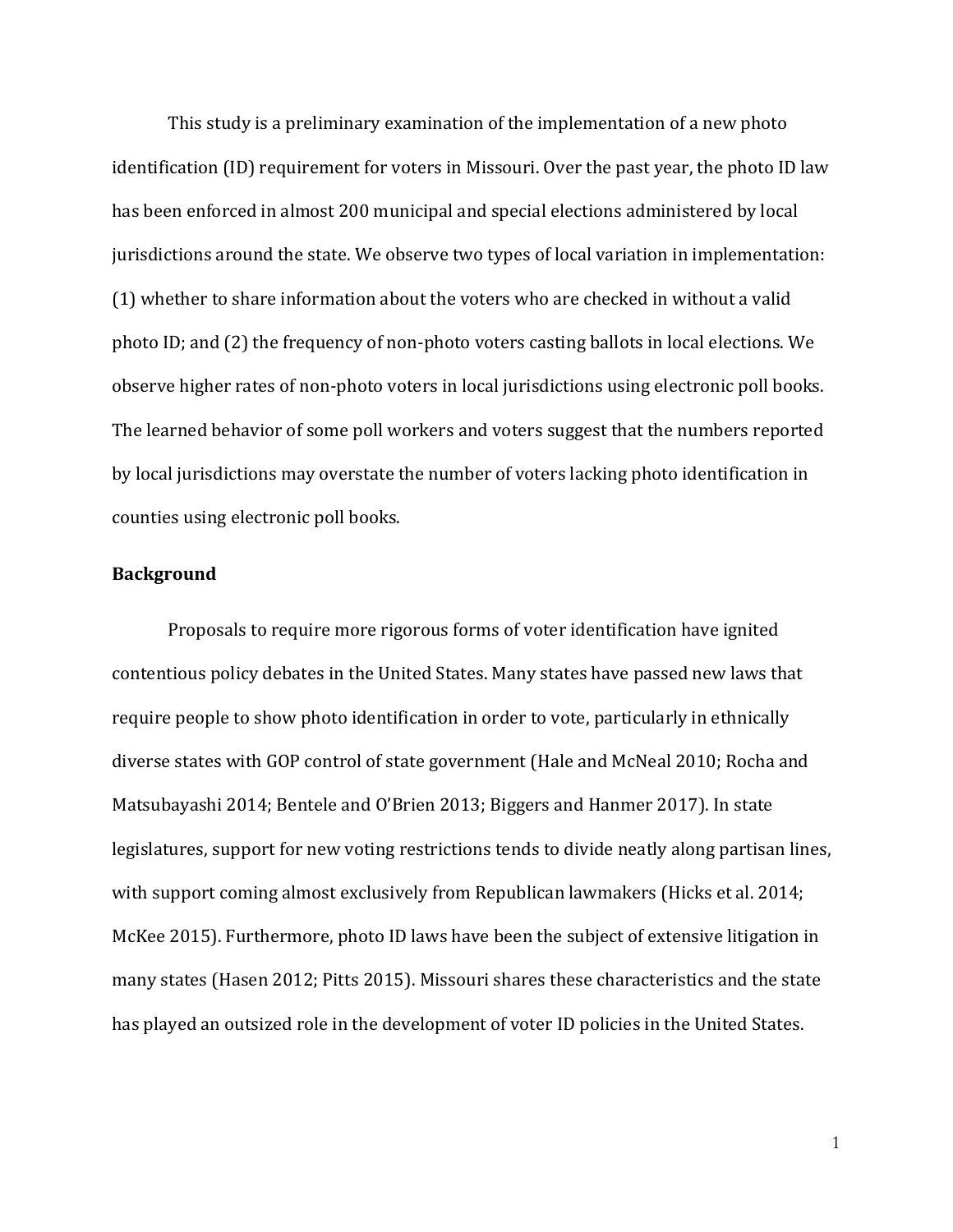This study is a preliminary examination of the implementation of a new photo identification (ID) requirement for voters in Missouri. Over the past year, the photo ID law has been enforced in almost 200 municipal and special elections administered by local jurisdictions around the state. We observe two types of local variation in implementation: (1) whether to share information about the voters who are checked in without a valid photo ID; and (2) the frequency of non-photo voters casting ballots in local elections. We observe higher rates of non-photo voters in local jurisdictions using electronic poll books. The learned behavior of some poll workers and voters suggest that the numbers reported by local jurisdictions may overstate the number of voters lacking photo identification in counties using electronic poll books.

**Background**

Proposals to require more rigorous forms of voter identification have ignited contentious policy debates in the United States. Many states have passed new laws that require people to show photo identification in order to vote, particularly in ethnically diverse states with GOP control of state government (Hale and McNeal 2010; Rocha and Matsubayashi 2014; Bentele and O'Brien 2013; Biggers and Hanmer 2017). In state legislatures, support for new voting restrictions tends to divide neatly along partisan lines, with support coming almost exclusively from Republican lawmakers (Hicks et al. 2014; McKee 2015). Furthermore, photo ID laws have been the subject of extensive litigation in many states (Hasen 2012; Pitts 2015). Missouri shares these characteristics and the state has played an outsized role in the development of voter ID policies in the United States.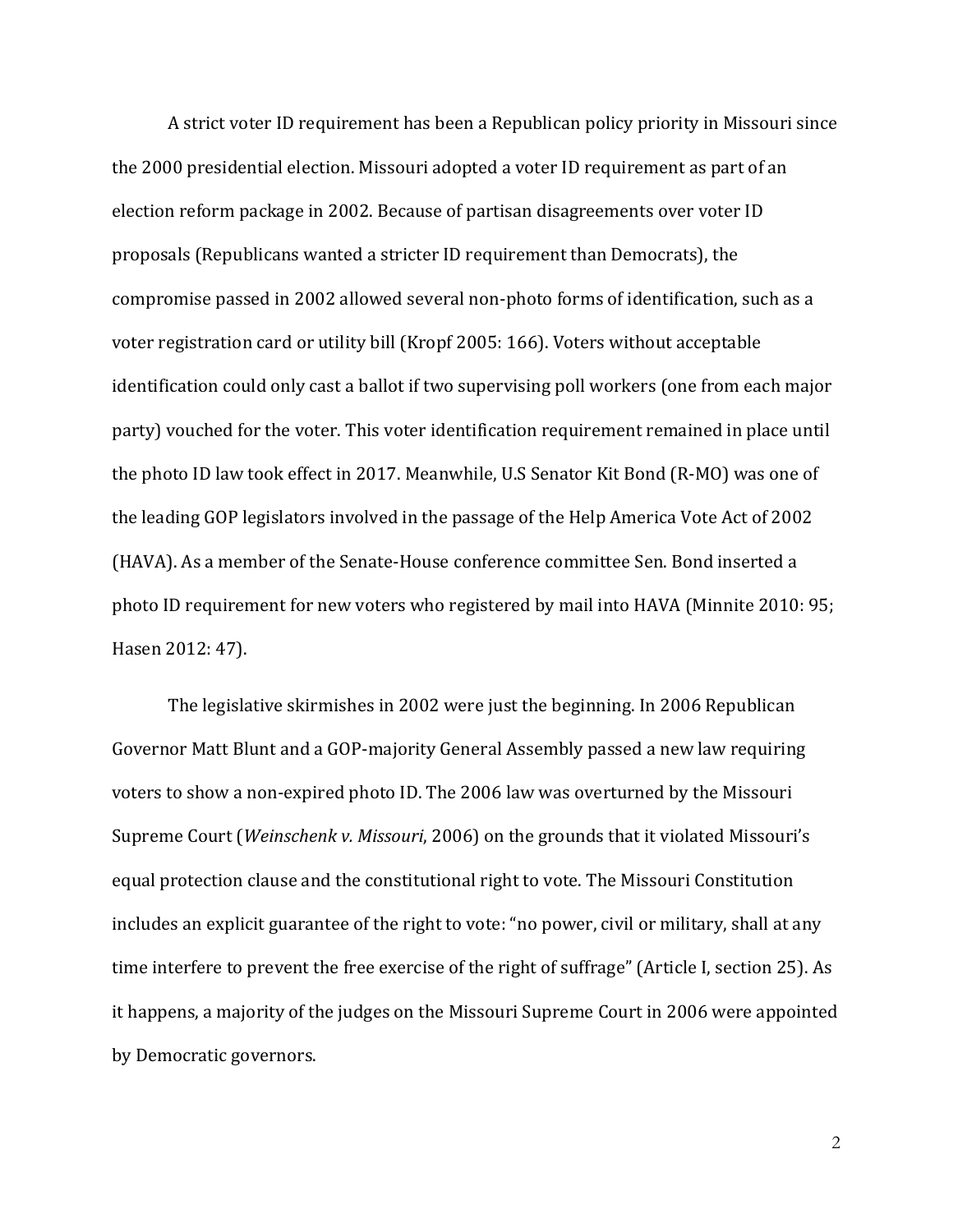A strict voter ID requirement has been a Republican policy priority in Missouri since the 2000 presidential election. Missouri adopted a voter ID requirement as part of an election reform package in 2002. Because of partisan disagreements over voter ID proposals (Republicans wanted a stricter ID requirement than Democrats), the compromise passed in 2002 allowed several non-photo forms of identification, such as a voter registration card or utility bill (Kropf 2005: 166). Voters without acceptable identification could only cast a ballot if two supervising poll workers (one from each major party) vouched for the voter. This voter identification requirement remained in place until the photo ID law took effect in 2017. Meanwhile, U.S Senator Kit Bond (R-MO) was one of the leading GOP legislators involved in the passage of the Help America Vote Act of 2002 (HAVA). As a member of the Senate-House conference committee Sen. Bond inserted a photo ID requirement for new voters who registered by mail into HAVA (Minnite 2010: 95; Hasen 2012: 47).

The legislative skirmishes in 2002 were just the beginning. In 2006 Republican Governor Matt Blunt and a GOP-majority General Assembly passed a new law requiring voters to show a non-expired photo ID. The 2006 law was overturned by the Missouri Supreme Court (*Weinschenk v. Missouri*, 2006) on the grounds that it violated Missouri's equal protection clause and the constitutional right to vote. The Missouri Constitution includes an explicit guarantee of the right to vote: "no power, civil or military, shall at any time interfere to prevent the free exercise of the right of suffrage" (Article I, section 25). As it happens, a majority of the judges on the Missouri Supreme Court in 2006 were appointed by Democratic governors.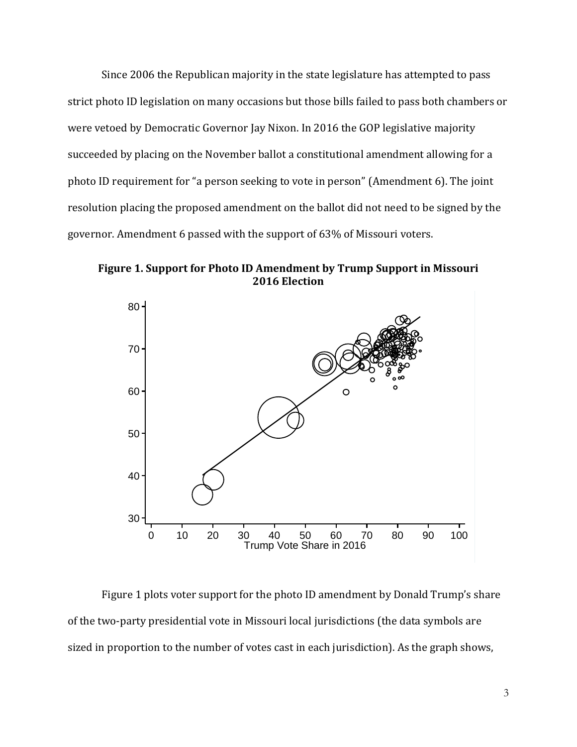Since 2006 the Republican majority in the state legislature has attempted to pass strict photo ID legislation on many occasions but those bills failed to pass both chambers or were vetoed by Democratic Governor Jay Nixon. In 2016 the GOP legislative majority succeeded by placing on the November ballot a constitutional amendment allowing for a photo ID requirement for "a person seeking to vote in person" (Amendment 6). The joint resolution placing the proposed amendment on the ballot did not need to be signed by the governor. Amendment 6 passed with the support of 63% of Missouri voters.

**Figure 1. Support for Photo ID Amendment by Trump Support in Missouri 2016 Election**

Figure 1 plots voter support for the photo ID amendment by Donald Trump's share of the two-party presidential vote in Missouri local jurisdictions (the data symbols are sized in proportion to the number of votes cast in each jurisdiction). As the graph shows,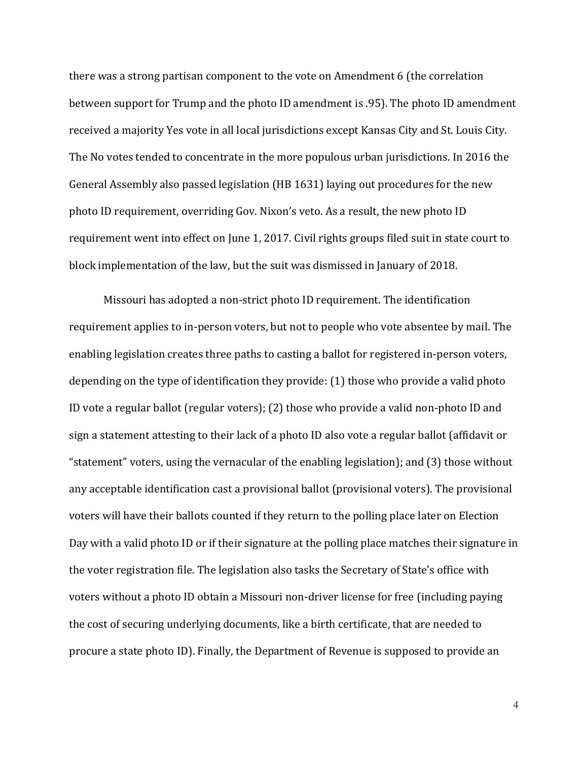there was a strong partisan component to the vote on Amendment 6 (the correlation between support for Trump and the photo ID amendment is .95). The photo ID amendment received a majority Yes vote in all local jurisdictions except Kansas City and St. Louis City. The No votes tended to concentrate in the more populous urban jurisdictions. In 2016 the General Assembly also passed legislation (HB 1631) laying out procedures for the new photo ID requirement, overriding Gov. Nixon's veto. As a result, the new photo ID requirement went into effect on June 1, 2017. Civil rights groups filed suit in state court to block implementation of the law, but the suit was dismissed in January of 2018.

Missouri has adopted a non-strict photo ID requirement. The identification requirement applies to in-person voters, but not to people who vote absentee by mail. The enabling legislation creates three paths to casting a ballot for registered in-person voters, depending on the type of identification they provide: (1) those who provide a valid photo ID vote a regular ballot (regular voters); (2) those who provide a valid non-photo ID and sign a statement attesting to their lack of a photo ID also vote a regular ballot (affidavit or "statement" voters, using the vernacular of the enabling legislation); and (3) those without any acceptable identification cast a provisional ballot (provisional voters). The provisional voters will have their ballots counted if they return to the polling place later on Election Day with a valid photo ID or if their signature at the polling place matches their signature in the voter registration file. The legislation also tasks the Secretary of State's office with voters without a photo ID obtain a Missouri non-driver license for free (including paying the cost of securing underlying documents, like a birth certificate, that are needed to procure a state photo ID). Finally, the Department of Revenue is supposed to provide an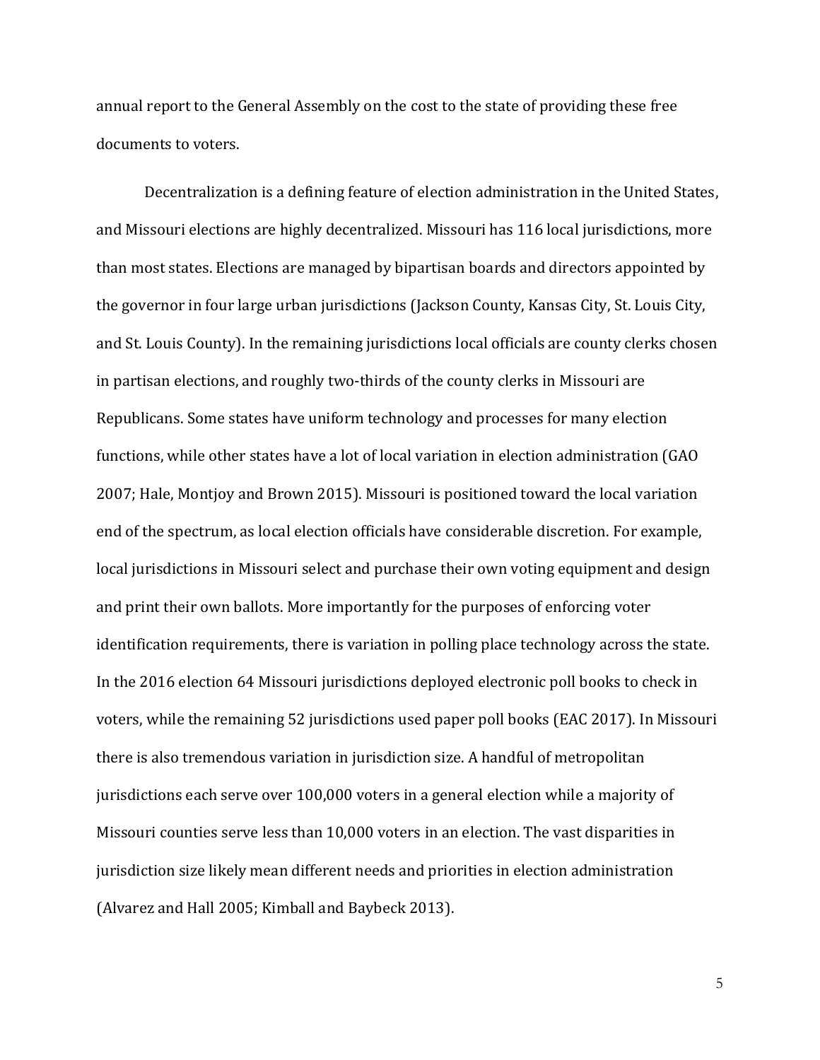annual report to the General Assembly on the cost to the state of providing these free documents to voters.

Decentralization is a defining feature of election administration in the United States, and Missouri elections are highly decentralized. Missouri has 116 local jurisdictions, more than most states. Elections are managed by bipartisan boards and directors appointed by the governor in four large urban jurisdictions (Jackson County, Kansas City, St. Louis City, and St. Louis County). In the remaining jurisdictions local officials are county clerks chosen in partisan elections, and roughly two-thirds of the county clerks in Missouri are Republicans. Some states have uniform technology and processes for many election functions, while other states have a lot of local variation in election administration (GAO 2007; Hale, Montjoy and Brown 2015). Missouri is positioned toward the local variation end of the spectrum, as local election officials have considerable discretion. For example, local jurisdictions in Missouri select and purchase their own voting equipment and design and print their own ballots. More importantly for the purposes of enforcing voter identification requirements, there is variation in polling place technology across the state. In the 2016 election 64 Missouri jurisdictions deployed electronic poll books to check in voters, while the remaining 52 jurisdictions used paper poll books (EAC 2017). In Missouri there is also tremendous variation in jurisdiction size. A handful of metropolitan jurisdictions each serve over 100,000 voters in a general election while a majority of Missouri counties serve less than 10,000 voters in an election. The vast disparities in jurisdiction size likely mean different needs and priorities in election administration (Alvarez and Hall 2005; Kimball and Baybeck 2013).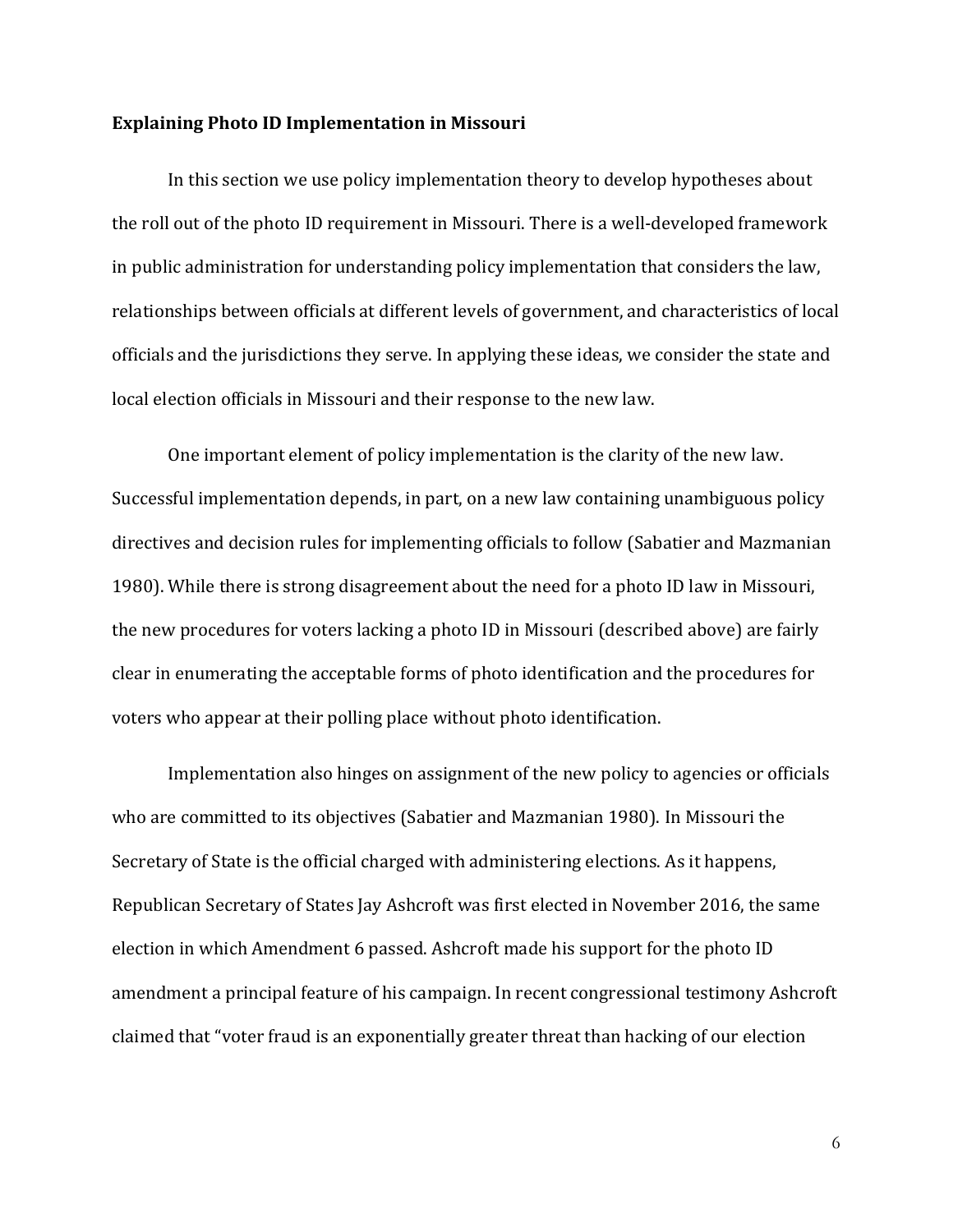**Explaining Photo ID Implementation in Missouri**

In this section we use policy implementation theory to develop hypotheses about the roll out of the photo ID requirement in Missouri. There is a well-developed framework in public administration for understanding policy implementation that considers the law, relationships between officials at different levels of government, and characteristics of local officials and the jurisdictions they serve. In applying these ideas, we consider the state and local election officials in Missouri and their response to the new law.

One important element of policy implementation is the clarity of the new law. Successful implementation depends, in part, on a new law containing unambiguous policy directives and decision rules for implementing officials to follow (Sabatier and Mazmanian 1980). While there is strong disagreement about the need for a photo ID law in Missouri, the new procedures for voters lacking a photo ID in Missouri (described above) are fairly clear in enumerating the acceptable forms of photo identification and the procedures for voters who appear at their polling place without photo identification.

Implementation also hinges on assignment of the new policy to agencies or officials who are committed to its objectives (Sabatier and Mazmanian 1980). In Missouri the Secretary of State is the official charged with administering elections. As it happens, Republican Secretary of States Jay Ashcroft was first elected in November 2016, the same election in which Amendment 6 passed. Ashcroft made his support for the photo ID amendment a principal feature of his campaign. In recent congressional testimony Ashcroft claimed that "voter fraud is an exponentially greater threat than hacking of our election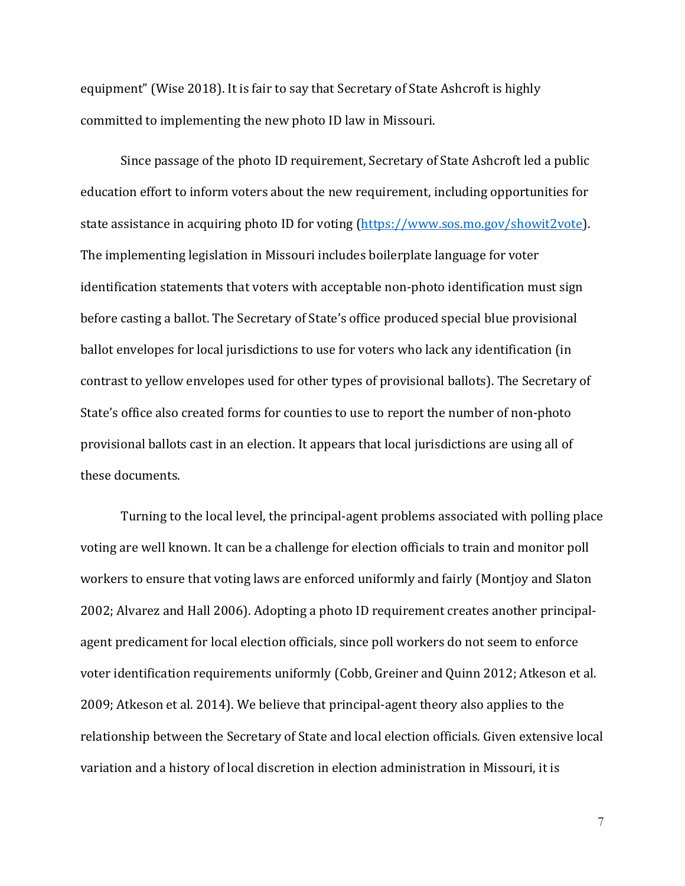equipment" (Wise 2018). It is fair to say that Secretary of State Ashcroft is highly committed to implementing the new photo ID law in Missouri.

Since passage of the photo ID requirement, Secretary of State Ashcroft led a public education effort to inform voters about the new requirement, including opportunities for state assistance in acquiring photo ID for voting (https://www.sos.mo.gov/showit2vote). The implementing legislation in Missouri includes boilerplate language for voter identification statements that voters with acceptable non-photo identification must sign before casting a ballot. The Secretary of State's office produced special blue provisional ballot envelopes for local jurisdictions to use for voters who lack any identification (in contrast to yellow envelopes used for other types of provisional ballots). The Secretary of State's office also created forms for counties to use to report the number of non-photo provisional ballots cast in an election. It appears that local jurisdictions are using all of these documents.

Turning to the local level, the principal-agent problems associated with polling place voting are well known. It can be a challenge for election officials to train and monitor poll workers to ensure that voting laws are enforced uniformly and fairly (Montjoy and Slaton 2002; Alvarez and Hall 2006). Adopting a photo ID requirement creates another principal-agent predicament for local election officials, since poll workers do not seem to enforce voter identification requirements uniformly (Cobb, Greiner and Quinn 2012; Atkeson et al. 2009; Atkeson et al. 2014). We believe that principal-agent theory also applies to the relationship between the Secretary of State and local election officials. Given extensive local variation and a history of local discretion in election administration in Missouri, it is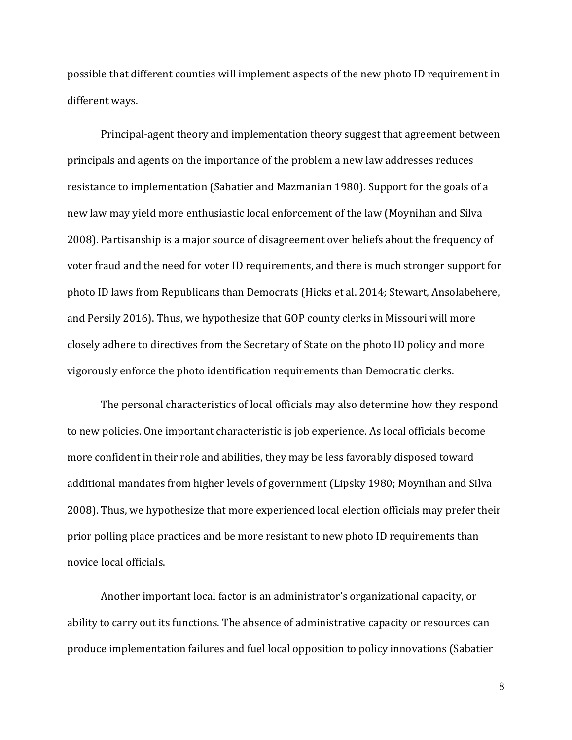possible that different counties will implement aspects of the new photo ID requirement in different ways.

Principal-agent theory and implementation theory suggest that agreement between principals and agents on the importance of the problem a new law addresses reduces resistance to implementation (Sabatier and Mazmanian 1980). Support for the goals of a new law may yield more enthusiastic local enforcement of the law (Moynihan and Silva 2008). Partisanship is a major source of disagreement over beliefs about the frequency of voter fraud and the need for voter ID requirements, and there is much stronger support for photo ID laws from Republicans than Democrats (Hicks et al. 2014; Stewart, Ansolabehere, and Persily 2016). Thus, we hypothesize that GOP county clerks in Missouri will more closely adhere to directives from the Secretary of State on the photo ID policy and more vigorously enforce the photo identification requirements than Democratic clerks.

The personal characteristics of local officials may also determine how they respond to new policies. One important characteristic is job experience. As local officials become more confident in their role and abilities, they may be less favorably disposed toward additional mandates from higher levels of government (Lipsky 1980; Moynihan and Silva 2008). Thus, we hypothesize that more experienced local election officials may prefer their prior polling place practices and be more resistant to new photo ID requirements than novice local officials.

Another important local factor is an administrator's organizational capacity, or ability to carry out its functions. The absence of administrative capacity or resources can produce implementation failures and fuel local opposition to policy innovations (Sabatier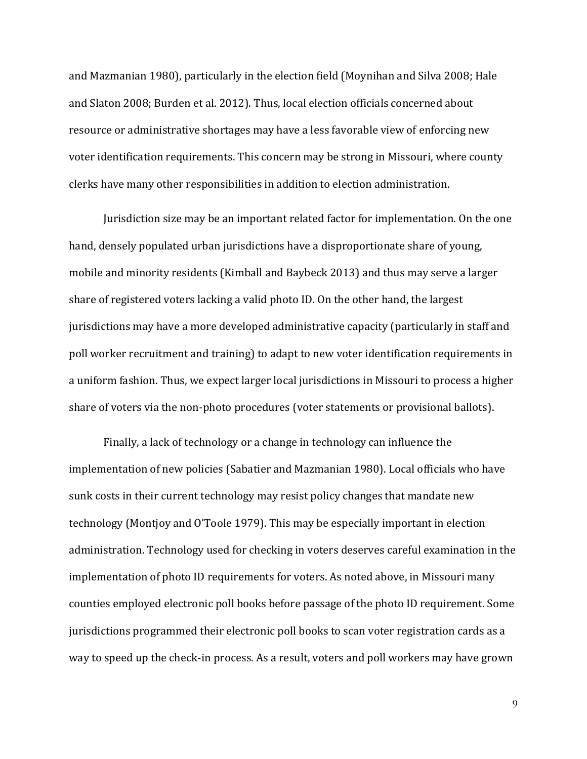and Mazmanian 1980), particularly in the election field (Moynihan and Silva 2008; Hale and Slaton 2008; Burden et al. 2012). Thus, local election officials concerned about resource or administrative shortages may have a less favorable view of enforcing new voter identification requirements. This concern may be strong in Missouri, where county clerks have many other responsibilities in addition to election administration.

Jurisdiction size may be an important related factor for implementation. On the one hand, densely populated urban jurisdictions have a disproportionate share of young, mobile and minority residents (Kimball and Baybeck 2013) and thus may serve a larger share of registered voters lacking a valid photo ID. On the other hand, the largest jurisdictions may have a more developed administrative capacity (particularly in staff and poll worker recruitment and training) to adapt to new voter identification requirements in a uniform fashion. Thus, we expect larger local jurisdictions in Missouri to process a higher share of voters via the non-photo procedures (voter statements or provisional ballots).

Finally, a lack of technology or a change in technology can influence the implementation of new policies (Sabatier and Mazmanian 1980). Local officials who have sunk costs in their current technology may resist policy changes that mandate new technology (Montjoy and O'Toole 1979). This may be especially important in election administration. Technology used for checking in voters deserves careful examination in the implementation of photo ID requirements for voters. As noted above, in Missouri many counties employed electronic poll books before passage of the photo ID requirement. Some jurisdictions programmed their electronic poll books to scan voter registration cards as a way to speed up the check-in process. As a result, voters and poll workers may have grown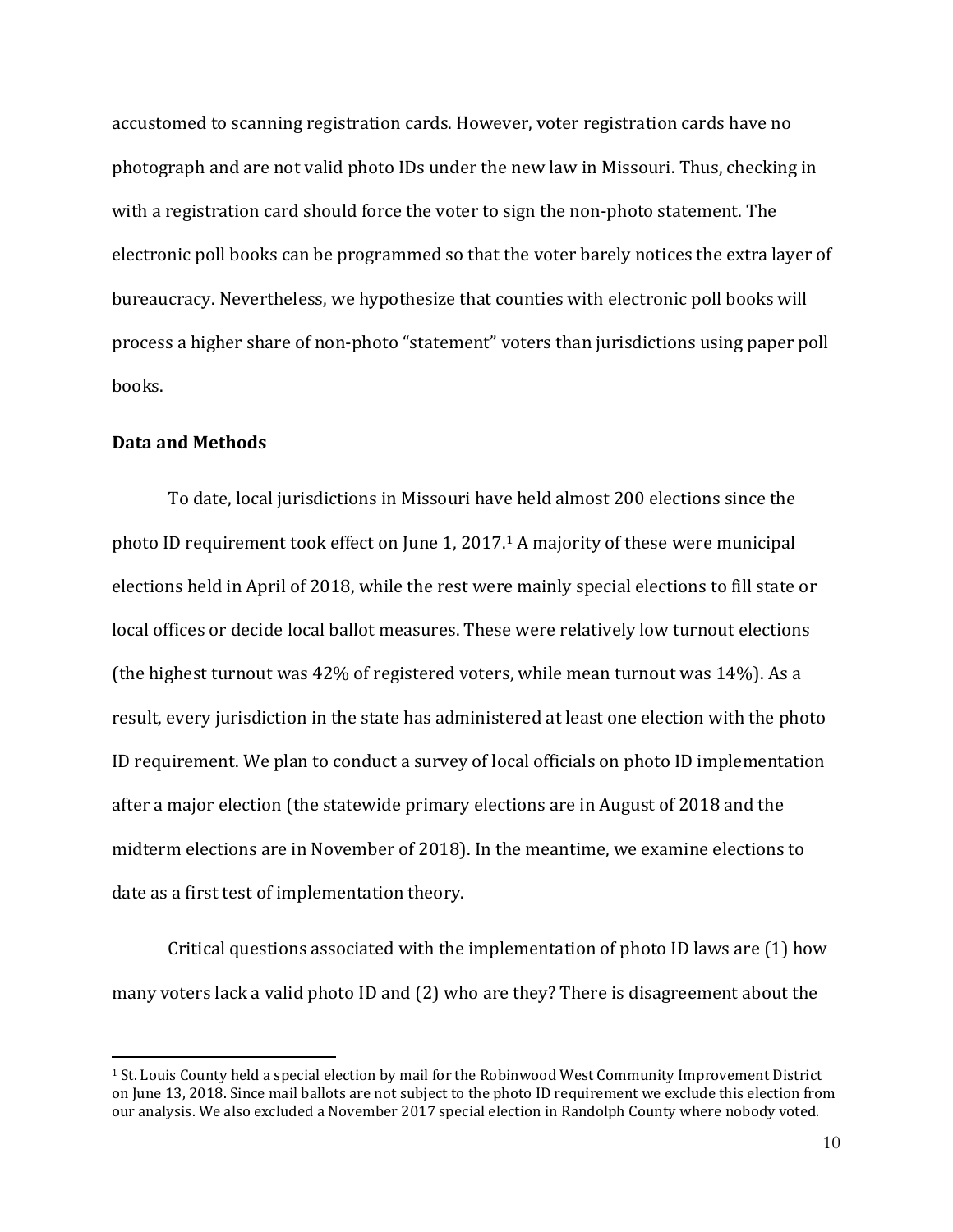accustomed to scanning registration cards. However, voter registration cards have no photograph and are not valid photo IDs under the new law in Missouri. Thus, checking in with a registration card should force the voter to sign the non-photo statement. The electronic poll books can be programmed so that the voter barely notices the extra layer of bureaucracy. Nevertheless, we hypothesize that counties with electronic poll books will process a higher share of non-photo "statement" voters than jurisdictions using paper poll books.

**Data and Methods**

To date, local jurisdictions in Missouri have held almost 200 elections since the photo ID requirement took effect on June 1, 2017.[1] A majority of these were municipal elections held in April of 2018, while the rest were mainly special elections to fill state or local offices or decide local ballot measures. These were relatively low turnout elections (the highest turnout was 42% of registered voters, while mean turnout was 14%). As a result, every jurisdiction in the state has administered at least one election with the photo ID requirement. We plan to conduct a survey of local officials on photo ID implementation after a major election (the statewide primary elections are in August of 2018 and the midterm elections are in November of 2018). In the meantime, we examine elections to date as a first test of implementation theory.

Critical questions associated with the implementation of photo ID laws are (1) how many voters lack a valid photo ID and (2) who are they? There is disagreement about the

[1] St. Louis County held a special election by mail for the Robinwood West Community Improvement District on June 13, 2018. Since mail ballots are not subject to the photo ID requirement we exclude this election from our analysis. We also excluded a November 2017 special election in Randolph County where nobody voted.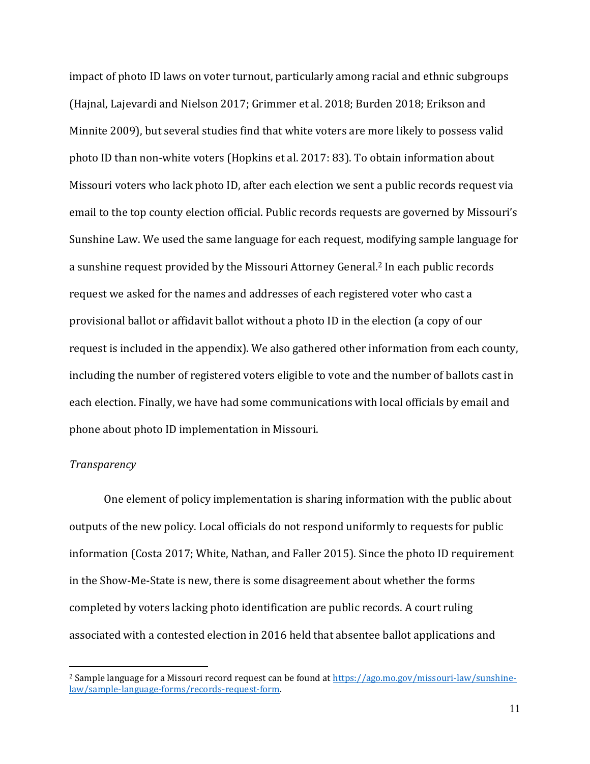impact of photo ID laws on voter turnout, particularly among racial and ethnic subgroups (Hajnal, Lajevardi and Nielson 2017; Grimmer et al. 2018; Burden 2018; Erikson and Minnite 2009), but several studies find that white voters are more likely to possess valid photo ID than non-white voters (Hopkins et al. 2017: 83). To obtain information about Missouri voters who lack photo ID, after each election we sent a public records request via email to the top county election official. Public records requests are governed by Missouri's Sunshine Law. We used the same language for each request, modifying sample language for a sunshine request provided by the Missouri Attorney General.[2] In each public records request we asked for the names and addresses of each registered voter who cast a provisional ballot or affidavit ballot without a photo ID in the election (a copy of our request is included in the appendix). We also gathered other information from each county, including the number of registered voters eligible to vote and the number of ballots cast in each election. Finally, we have had some communications with local officials by email and phone about photo ID implementation in Missouri.

*Transparency*

One element of policy implementation is sharing information with the public about outputs of the new policy. Local officials do not respond uniformly to requests for public information (Costa 2017; White, Nathan, and Faller 2015). Since the photo ID requirement in the Show-Me-State is new, there is some disagreement about whether the forms completed by voters lacking photo identification are public records. A court ruling associated with a contested election in 2016 held that absentee ballot applications and

[2] Sample language for a Missouri record request can be found at https://ago.mo.gov/missouri-law/sunshine-law/sample-language-forms/records-request-form.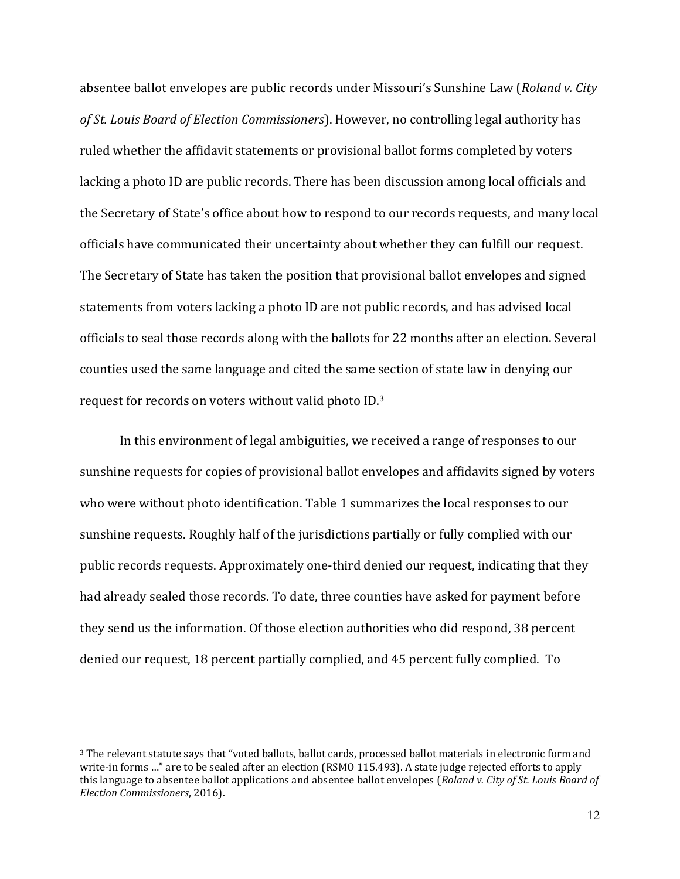absentee ballot envelopes are public records under Missouri's Sunshine Law (*Roland v. City of St. Louis Board of Election Commissioners*). However, no controlling legal authority has ruled whether the affidavit statements or provisional ballot forms completed by voters lacking a photo ID are public records. There has been discussion among local officials and the Secretary of State's office about how to respond to our records requests, and many local officials have communicated their uncertainty about whether they can fulfill our request. The Secretary of State has taken the position that provisional ballot envelopes and signed statements from voters lacking a photo ID are not public records, and has advised local officials to seal those records along with the ballots for 22 months after an election. Several counties used the same language and cited the same section of state law in denying our request for records on voters without valid photo ID.[3]

In this environment of legal ambiguities, we received a range of responses to our sunshine requests for copies of provisional ballot envelopes and affidavits signed by voters who were without photo identification. Table 1 summarizes the local responses to our sunshine requests. Roughly half of the jurisdictions partially or fully complied with our public records requests. Approximately one-third denied our request, indicating that they had already sealed those records. To date, three counties have asked for payment before they send us the information. Of those election authorities who did respond, 38 percent denied our request, 18 percent partially complied, and 45 percent fully complied. To

[3] The relevant statute says that "voted ballots, ballot cards, processed ballot materials in electronic form and write-in forms …" are to be sealed after an election (RSMO 115.493). A state judge rejected efforts to apply this language to absentee ballot applications and absentee ballot envelopes (*Roland v. City of St. Louis Board of Election Commissioners*, 2016).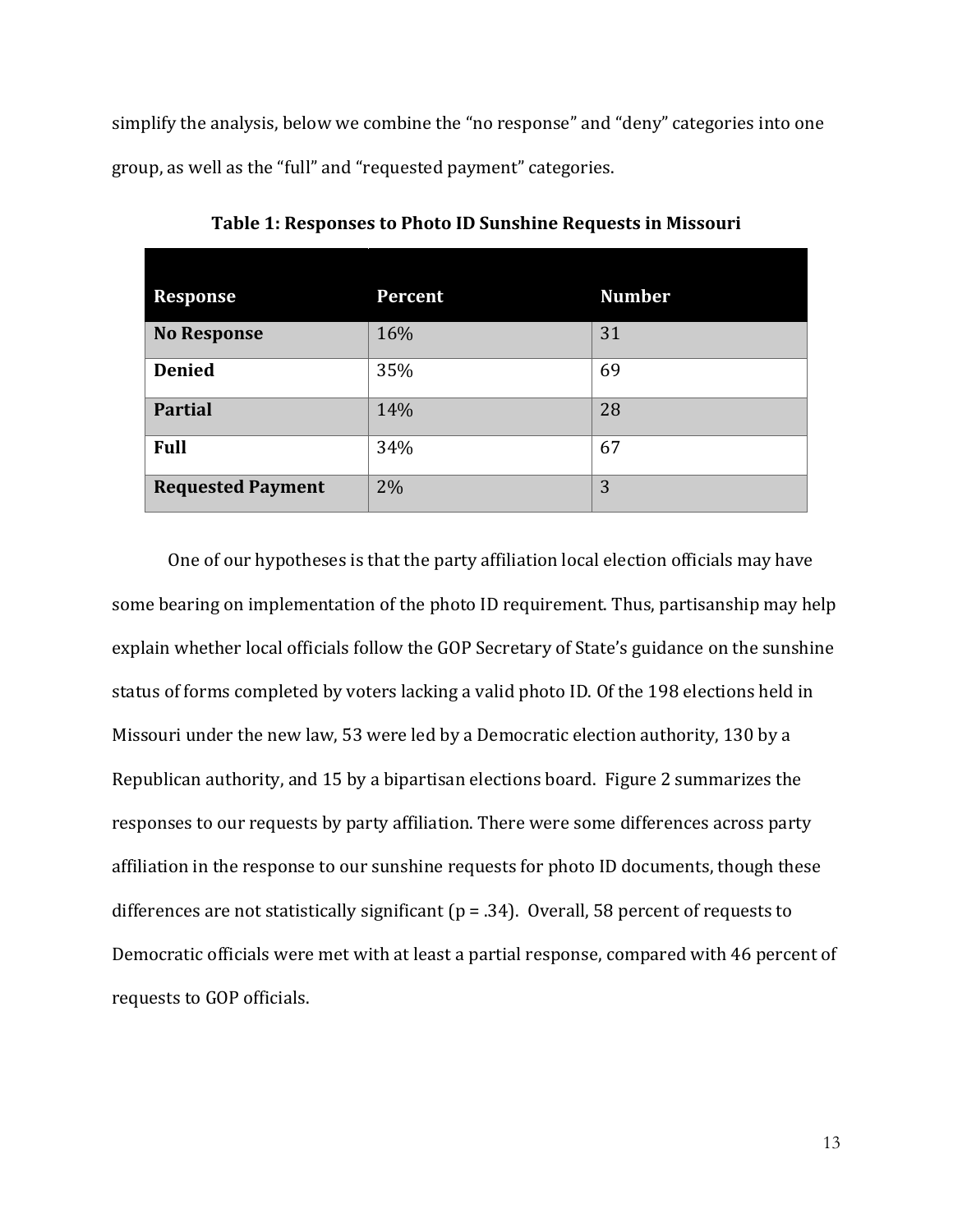simplify the analysis, below we combine the "no response" and "deny" categories into one group, as well as the "full" and "requested payment" categories.

**Table 1: Responses to Photo ID Sunshine Requests in Missouri**

| Response | Percent | Number |
|---|---|---|
| **No Response** | 16% | 31 |
| **Denied** | 35% | 69 |
| **Partial** | 14% | 28 |
| **Full** | 34% | 67 |
| **Requested Payment** | 2% | 3 |

One of our hypotheses is that the party affiliation local election officials may have some bearing on implementation of the photo ID requirement. Thus, partisanship may help explain whether local officials follow the GOP Secretary of State's guidance on the sunshine status of forms completed by voters lacking a valid photo ID. Of the 198 elections held in Missouri under the new law, 53 were led by a Democratic election authority, 130 by a Republican authority, and 15 by a bipartisan elections board. Figure 2 summarizes the responses to our requests by party affiliation. There were some differences across party affiliation in the response to our sunshine requests for photo ID documents, though these differences are not statistically significant ($p = .34$). Overall, 58 percent of requests to Democratic officials were met with at least a partial response, compared with 46 percent of requests to GOP officials.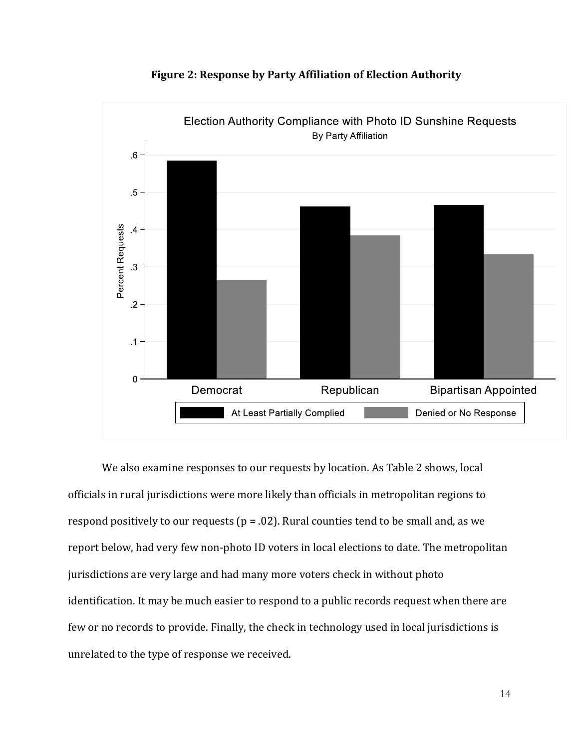**Figure 2: Response by Party Affiliation of Election Authority**

We also examine responses to our requests by location. As Table 2 shows, local officials in rural jurisdictions were more likely than officials in metropolitan regions to respond positively to our requests ($p = .02$). Rural counties tend to be small and, as we report below, had very few non-photo ID voters in local elections to date. The metropolitan jurisdictions are very large and had many more voters check in without photo identification. It may be much easier to respond to a public records request when there are few or no records to provide. Finally, the check in technology used in local jurisdictions is unrelated to the type of response we received.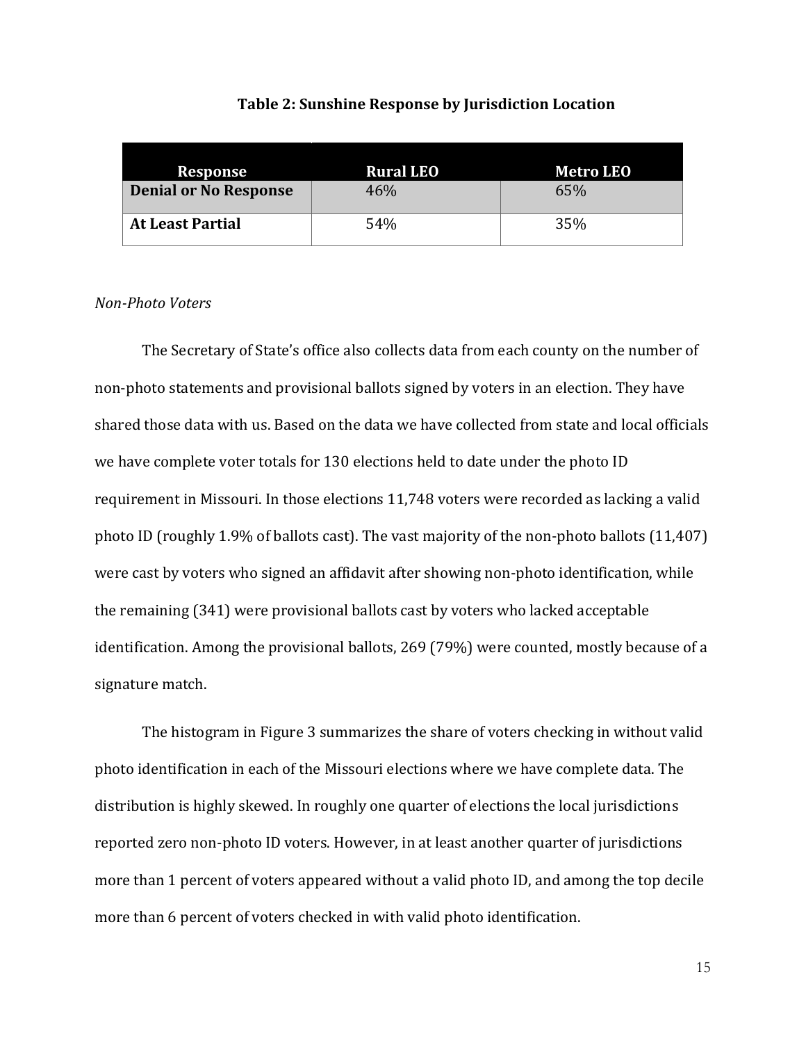**Table 2: Sunshine Response by Jurisdiction Location**

| Response | Rural LEO | Metro LEO |
|---|---|---|
| **Denial or No Response** | 46% | 65% |
| **At Least Partial** | 54% | 35% |

*Non-Photo Voters*

The Secretary of State's office also collects data from each county on the number of non-photo statements and provisional ballots signed by voters in an election. They have shared those data with us. Based on the data we have collected from state and local officials we have complete voter totals for 130 elections held to date under the photo ID requirement in Missouri. In those elections 11,748 voters were recorded as lacking a valid photo ID (roughly 1.9% of ballots cast). The vast majority of the non-photo ballots (11,407) were cast by voters who signed an affidavit after showing non-photo identification, while the remaining (341) were provisional ballots cast by voters who lacked acceptable identification. Among the provisional ballots, 269 (79%) were counted, mostly because of a signature match.

The histogram in Figure 3 summarizes the share of voters checking in without valid photo identification in each of the Missouri elections where we have complete data. The distribution is highly skewed. In roughly one quarter of elections the local jurisdictions reported zero non-photo ID voters. However, in at least another quarter of jurisdictions more than 1 percent of voters appeared without a valid photo ID, and among the top decile more than 6 percent of voters checked in with valid photo identification.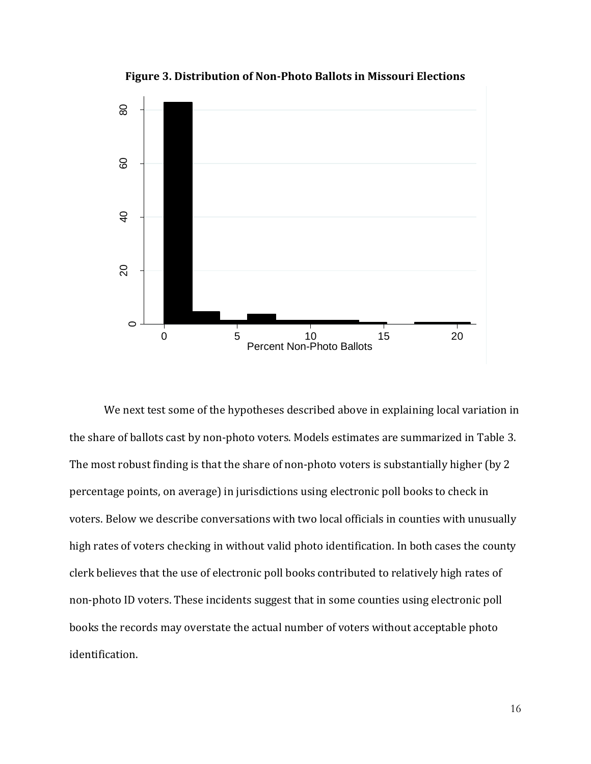**Figure 3. Distribution of Non-Photo Ballots in Missouri Elections**

We next test some of the hypotheses described above in explaining local variation in the share of ballots cast by non-photo voters. Models estimates are summarized in Table 3. The most robust finding is that the share of non-photo voters is substantially higher (by 2 percentage points, on average) in jurisdictions using electronic poll books to check in voters. Below we describe conversations with two local officials in counties with unusually high rates of voters checking in without valid photo identification. In both cases the county clerk believes that the use of electronic poll books contributed to relatively high rates of non-photo ID voters. These incidents suggest that in some counties using electronic poll books the records may overstate the actual number of voters without acceptable photo identification.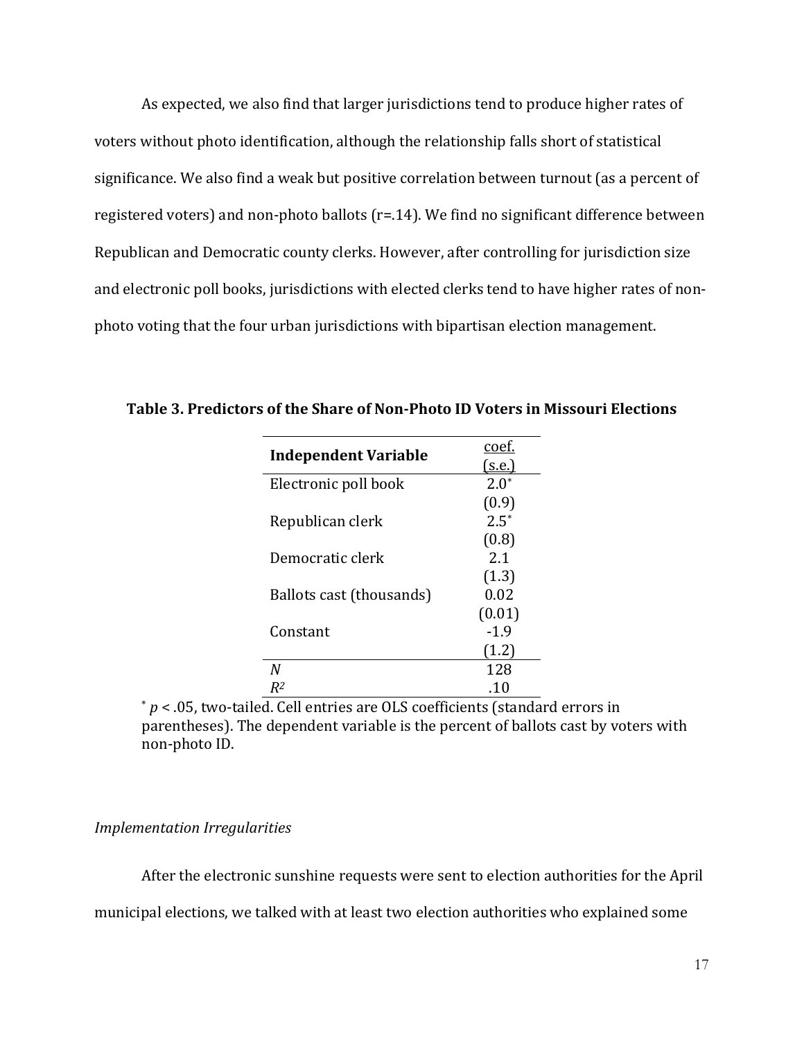As expected, we also find that larger jurisdictions tend to produce higher rates of voters without photo identification, although the relationship falls short of statistical significance. We also find a weak but positive correlation between turnout (as a percent of registered voters) and non-photo ballots (r=.14). We find no significant difference between Republican and Democratic county clerks. However, after controlling for jurisdiction size and electronic poll books, jurisdictions with elected clerks tend to have higher rates of non-photo voting that the four urban jurisdictions with bipartisan election management.

**Table 3. Predictors of the Share of Non-Photo ID Voters in Missouri Elections**

| **Independent Variable** | coef. (s.e.) |
|---|---|
| Electronic poll book | 2.0* |
| | (0.9) |
| Republican clerk | 2.5* |
| | (0.8) |
| Democratic clerk | 2.1 |
| | (1.3) |
| Ballots cast (thousands) | 0.02 |
| | (0.01) |
| Constant | -1.9 |
| | (1.2) |
| *N* | 128 |
| $R^2$ | .10 |

* $p < .05$, two-tailed. Cell entries are OLS coefficients (standard errors in parentheses). The dependent variable is the percent of ballots cast by voters with non-photo ID.

*Implementation Irregularities*

After the electronic sunshine requests were sent to election authorities for the April municipal elections, we talked with at least two election authorities who explained some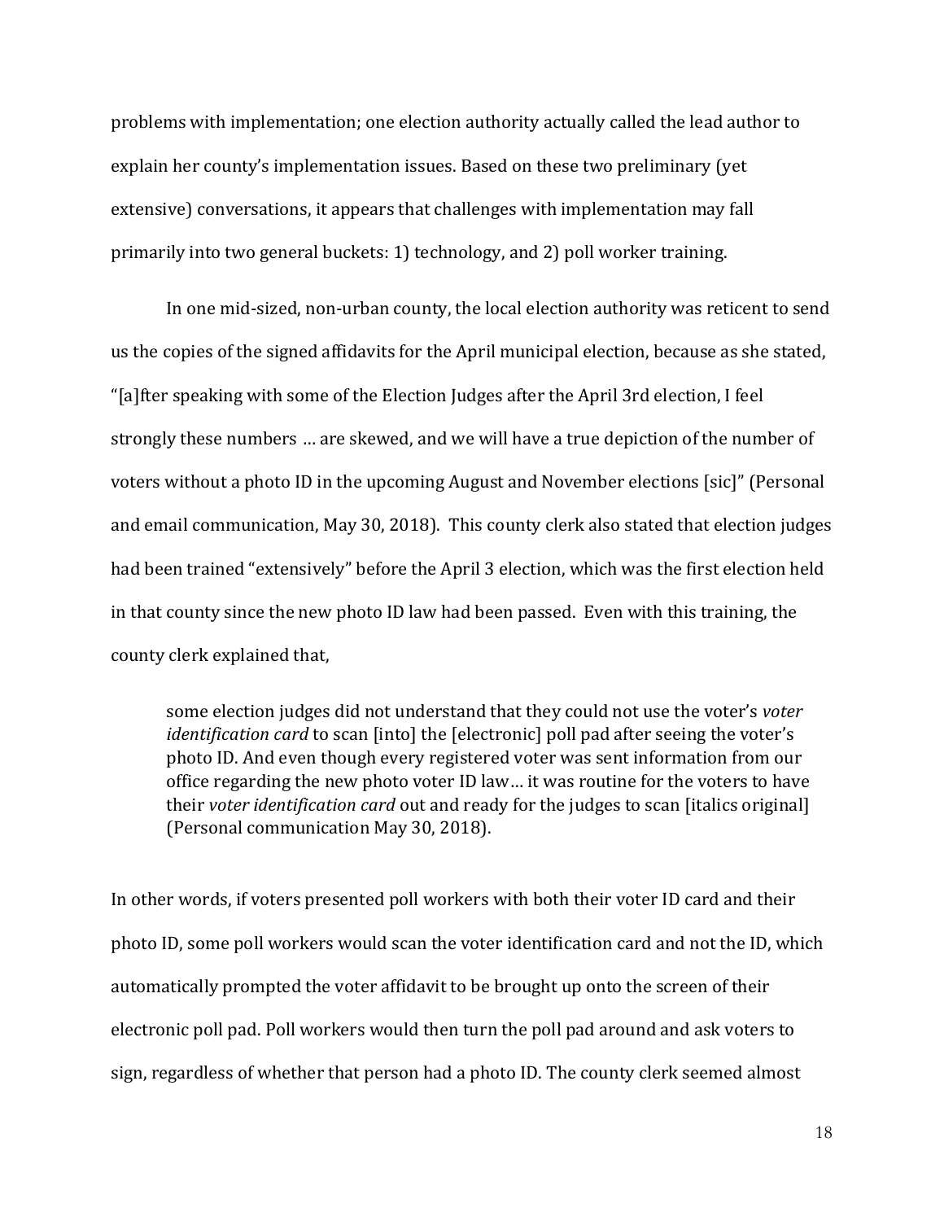problems with implementation; one election authority actually called the lead author to explain her county's implementation issues. Based on these two preliminary (yet extensive) conversations, it appears that challenges with implementation may fall primarily into two general buckets: 1) technology, and 2) poll worker training.

In one mid-sized, non-urban county, the local election authority was reticent to send us the copies of the signed affidavits for the April municipal election, because as she stated, "[a]fter speaking with some of the Election Judges after the April 3rd election, I feel strongly these numbers … are skewed, and we will have a true depiction of the number of voters without a photo ID in the upcoming August and November elections [sic]" (Personal and email communication, May 30, 2018). This county clerk also stated that election judges had been trained "extensively" before the April 3 election, which was the first election held in that county since the new photo ID law had been passed. Even with this training, the county clerk explained that,

> some election judges did not understand that they could not use the voter's *voter identification card* to scan [into] the [electronic] poll pad after seeing the voter's photo ID. And even though every registered voter was sent information from our office regarding the new photo voter ID law… it was routine for the voters to have their *voter identification card* out and ready for the judges to scan [italics original] (Personal communication May 30, 2018).

In other words, if voters presented poll workers with both their voter ID card and their photo ID, some poll workers would scan the voter identification card and not the ID, which automatically prompted the voter affidavit to be brought up onto the screen of their electronic poll pad. Poll workers would then turn the poll pad around and ask voters to sign, regardless of whether that person had a photo ID. The county clerk seemed almost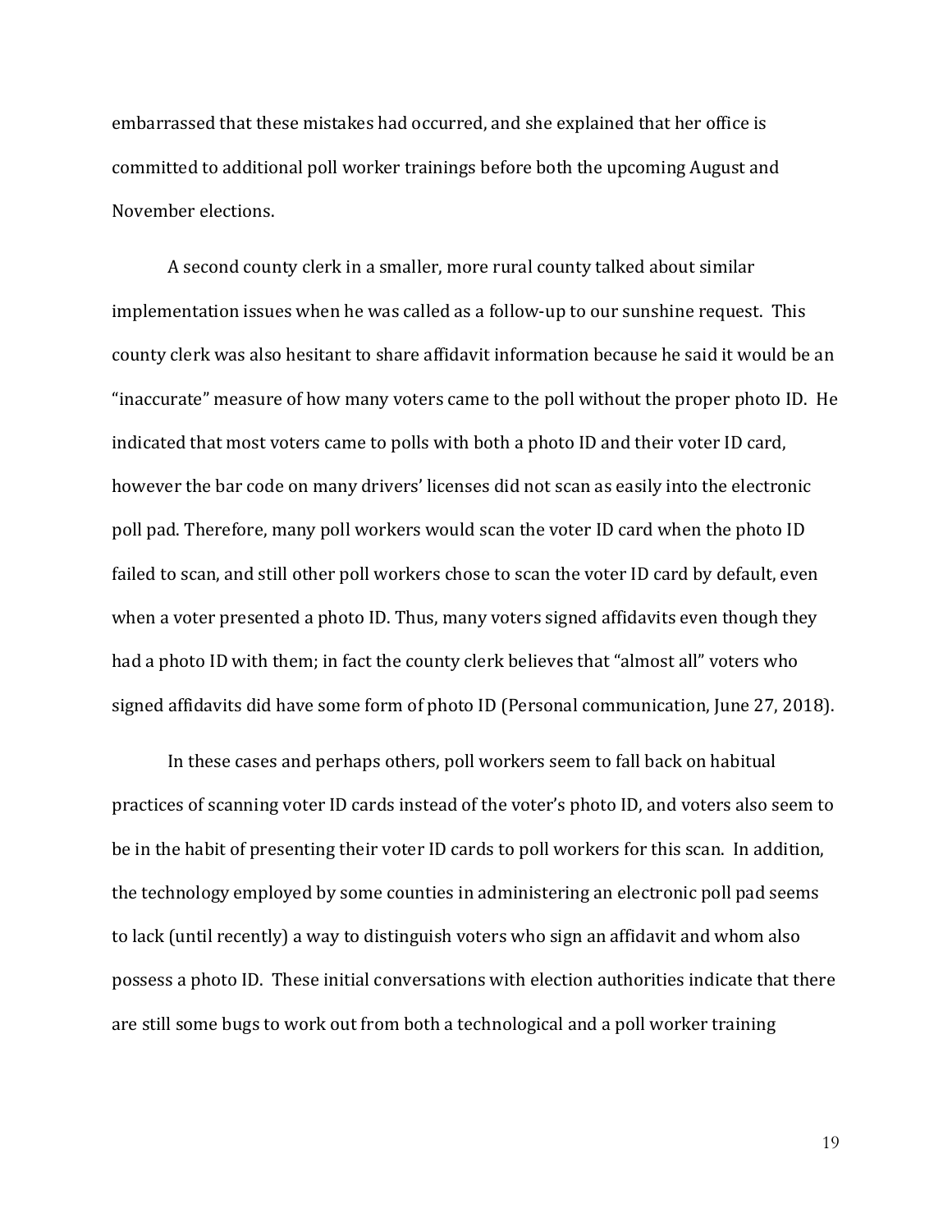embarrassed that these mistakes had occurred, and she explained that her office is committed to additional poll worker trainings before both the upcoming August and November elections.

A second county clerk in a smaller, more rural county talked about similar implementation issues when he was called as a follow-up to our sunshine request. This county clerk was also hesitant to share affidavit information because he said it would be an "inaccurate" measure of how many voters came to the poll without the proper photo ID. He indicated that most voters came to polls with both a photo ID and their voter ID card, however the bar code on many drivers' licenses did not scan as easily into the electronic poll pad. Therefore, many poll workers would scan the voter ID card when the photo ID failed to scan, and still other poll workers chose to scan the voter ID card by default, even when a voter presented a photo ID. Thus, many voters signed affidavits even though they had a photo ID with them; in fact the county clerk believes that "almost all" voters who signed affidavits did have some form of photo ID (Personal communication, June 27, 2018).

In these cases and perhaps others, poll workers seem to fall back on habitual practices of scanning voter ID cards instead of the voter's photo ID, and voters also seem to be in the habit of presenting their voter ID cards to poll workers for this scan. In addition, the technology employed by some counties in administering an electronic poll pad seems to lack (until recently) a way to distinguish voters who sign an affidavit and whom also possess a photo ID. These initial conversations with election authorities indicate that there are still some bugs to work out from both a technological and a poll worker training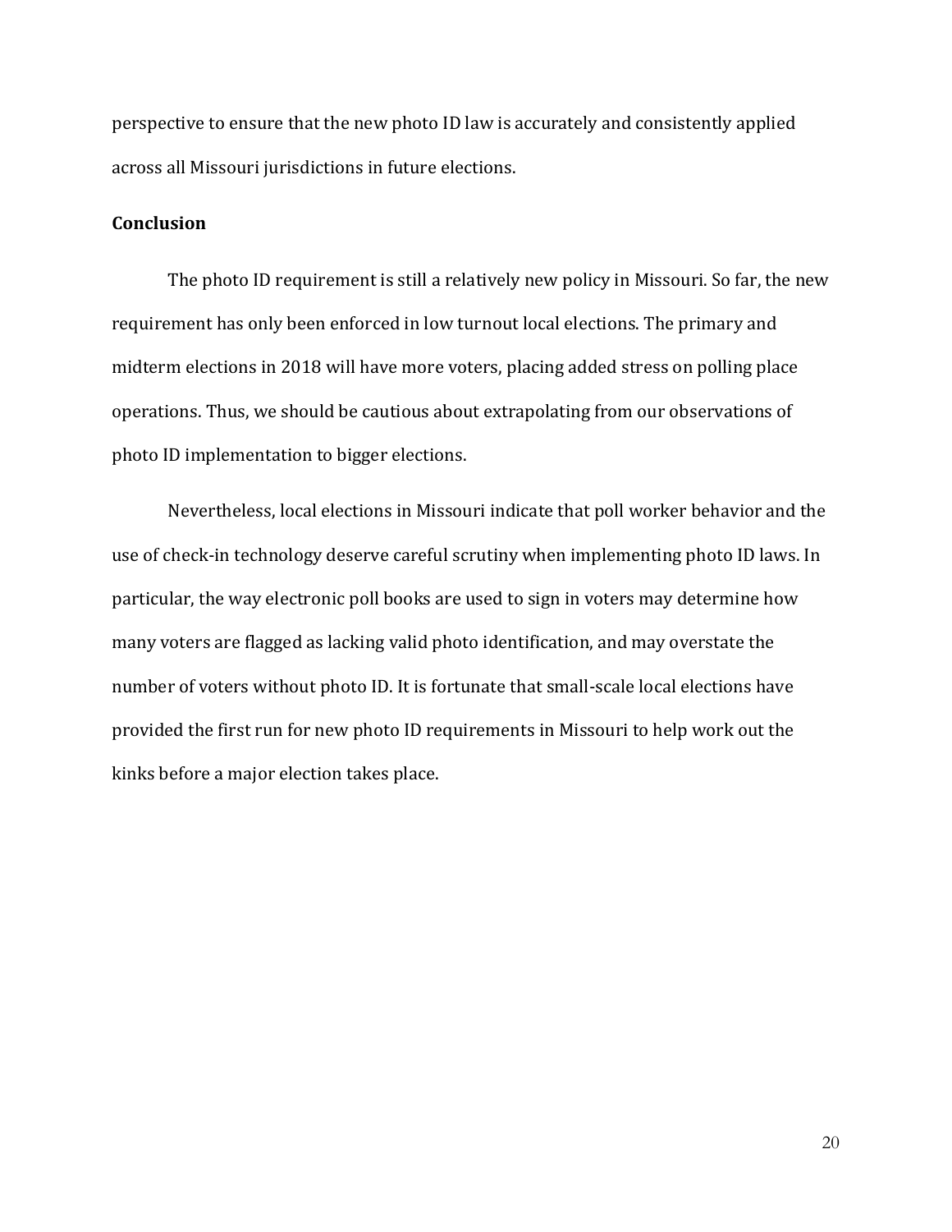perspective to ensure that the new photo ID law is accurately and consistently applied across all Missouri jurisdictions in future elections.

**Conclusion**

The photo ID requirement is still a relatively new policy in Missouri. So far, the new requirement has only been enforced in low turnout local elections. The primary and midterm elections in 2018 will have more voters, placing added stress on polling place operations. Thus, we should be cautious about extrapolating from our observations of photo ID implementation to bigger elections.

Nevertheless, local elections in Missouri indicate that poll worker behavior and the use of check-in technology deserve careful scrutiny when implementing photo ID laws. In particular, the way electronic poll books are used to sign in voters may determine how many voters are flagged as lacking valid photo identification, and may overstate the number of voters without photo ID. It is fortunate that small-scale local elections have provided the first run for new photo ID requirements in Missouri to help work out the kinks before a major election takes place.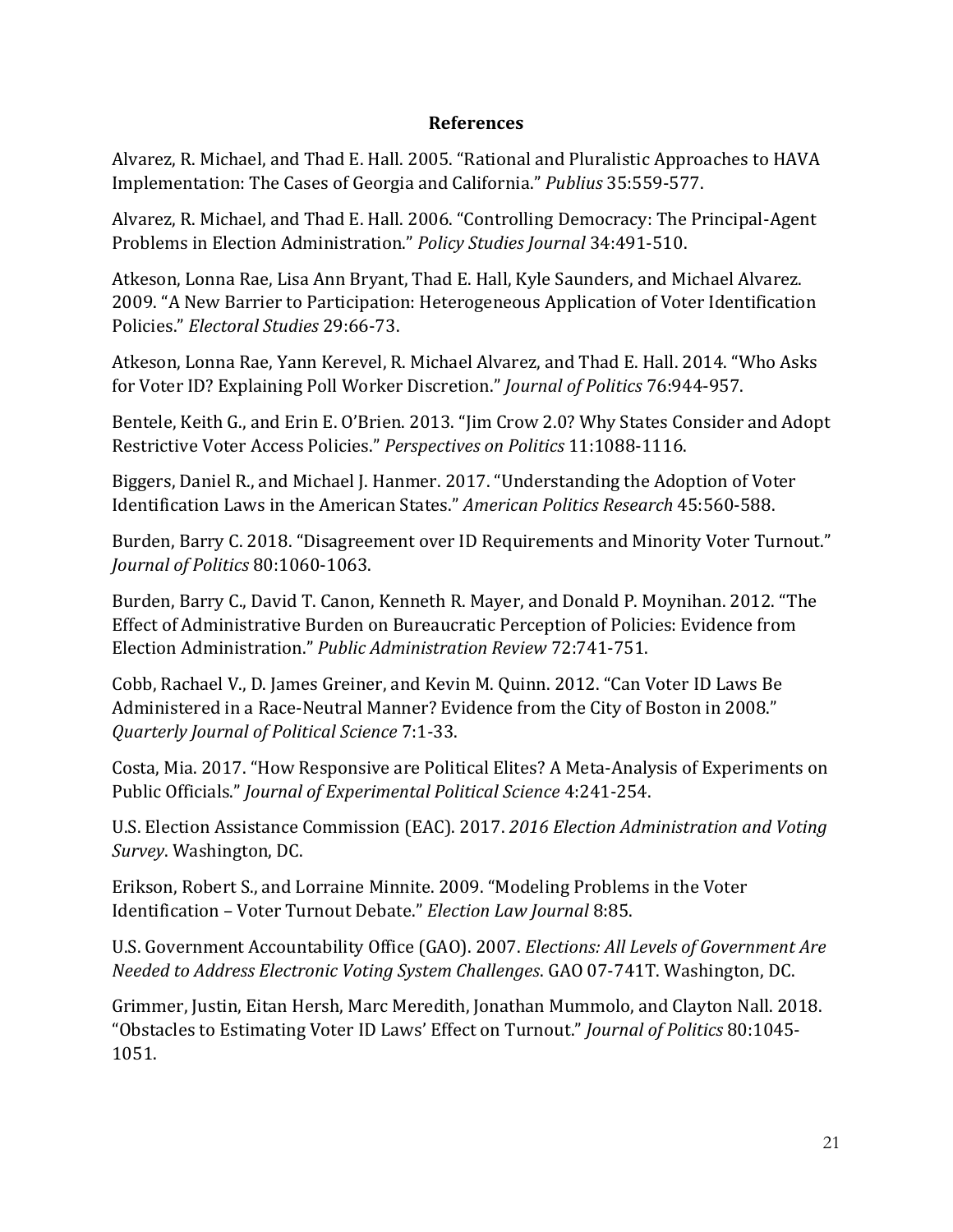## References

Alvarez, R. Michael, and Thad E. Hall. 2005. "Rational and Pluralistic Approaches to HAVA Implementation: The Cases of Georgia and California." *Publius* 35:559-577.

Alvarez, R. Michael, and Thad E. Hall. 2006. "Controlling Democracy: The Principal-Agent Problems in Election Administration." *Policy Studies Journal* 34:491-510.

Atkeson, Lonna Rae, Lisa Ann Bryant, Thad E. Hall, Kyle Saunders, and Michael Alvarez. 2009. "A New Barrier to Participation: Heterogeneous Application of Voter Identification Policies." *Electoral Studies* 29:66-73.

Atkeson, Lonna Rae, Yann Kerevel, R. Michael Alvarez, and Thad E. Hall. 2014. "Who Asks for Voter ID? Explaining Poll Worker Discretion." *Journal of Politics* 76:944-957.

Bentele, Keith G., and Erin E. O'Brien. 2013. "Jim Crow 2.0? Why States Consider and Adopt Restrictive Voter Access Policies." *Perspectives on Politics* 11:1088-1116.

Biggers, Daniel R., and Michael J. Hanmer. 2017. "Understanding the Adoption of Voter Identification Laws in the American States." *American Politics Research* 45:560-588.

Burden, Barry C. 2018. "Disagreement over ID Requirements and Minority Voter Turnout." *Journal of Politics* 80:1060-1063.

Burden, Barry C., David T. Canon, Kenneth R. Mayer, and Donald P. Moynihan. 2012. "The Effect of Administrative Burden on Bureaucratic Perception of Policies: Evidence from Election Administration." *Public Administration Review* 72:741-751.

Cobb, Rachael V., D. James Greiner, and Kevin M. Quinn. 2012. "Can Voter ID Laws Be Administered in a Race-Neutral Manner? Evidence from the City of Boston in 2008." *Quarterly Journal of Political Science* 7:1-33.

Costa, Mia. 2017. "How Responsive are Political Elites? A Meta-Analysis of Experiments on Public Officials." *Journal of Experimental Political Science* 4:241-254.

U.S. Election Assistance Commission (EAC). 2017. *2016 Election Administration and Voting Survey*. Washington, DC.

Erikson, Robert S., and Lorraine Minnite. 2009. "Modeling Problems in the Voter Identification – Voter Turnout Debate." *Election Law Journal* 8:85.

U.S. Government Accountability Office (GAO). 2007. *Elections: All Levels of Government Are Needed to Address Electronic Voting System Challenges*. GAO 07-741T. Washington, DC.

Grimmer, Justin, Eitan Hersh, Marc Meredith, Jonathan Mummolo, and Clayton Nall. 2018. "Obstacles to Estimating Voter ID Laws' Effect on Turnout." *Journal of Politics* 80:1045-1051.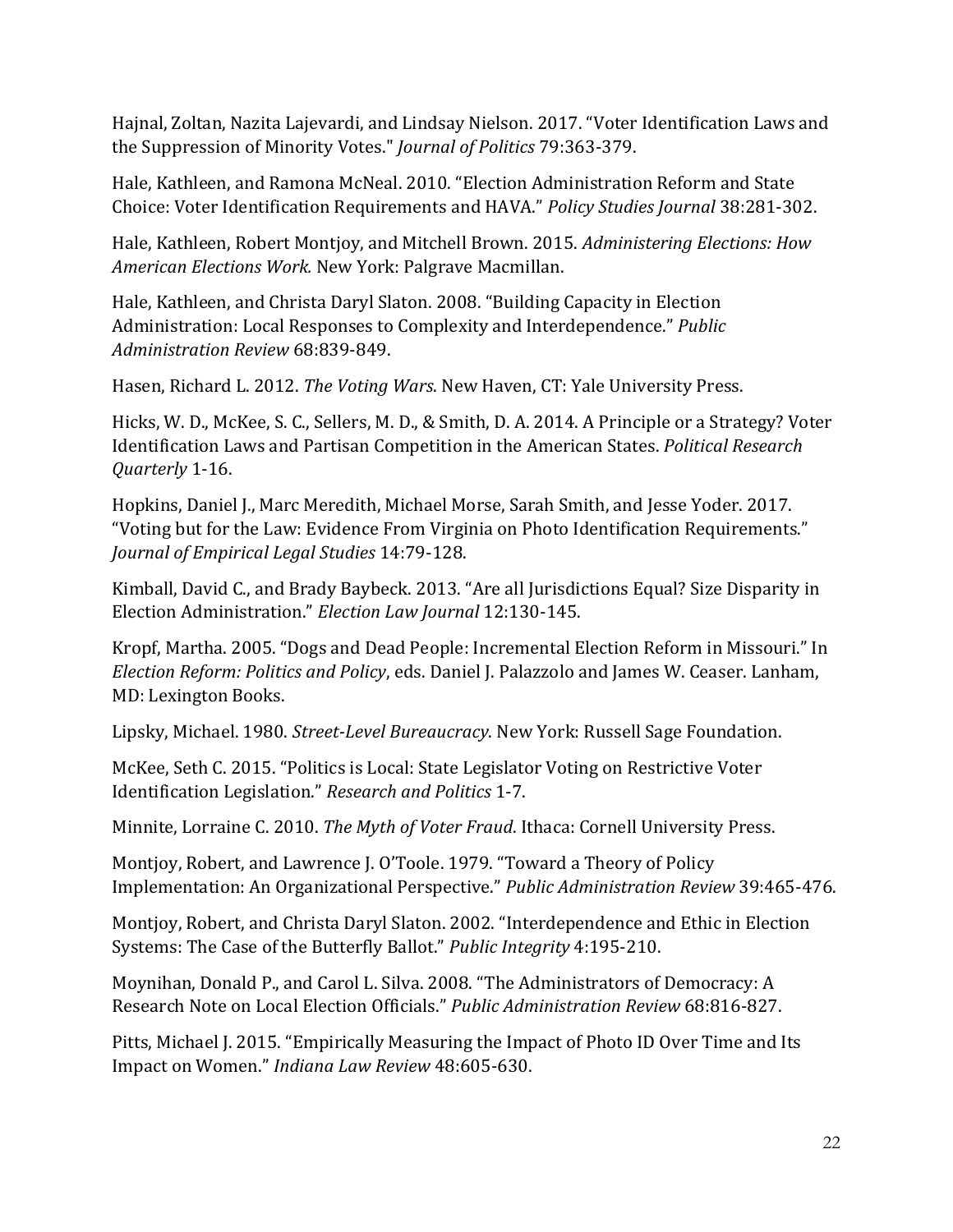Hajnal, Zoltan, Nazita Lajevardi, and Lindsay Nielson. 2017. "Voter Identification Laws and the Suppression of Minority Votes." *Journal of Politics* 79:363-379.

Hale, Kathleen, and Ramona McNeal. 2010. "Election Administration Reform and State Choice: Voter Identification Requirements and HAVA." *Policy Studies Journal* 38:281-302.

Hale, Kathleen, Robert Montjoy, and Mitchell Brown. 2015. *Administering Elections: How American Elections Work.* New York: Palgrave Macmillan.

Hale, Kathleen, and Christa Daryl Slaton. 2008. "Building Capacity in Election Administration: Local Responses to Complexity and Interdependence." *Public Administration Review* 68:839-849.

Hasen, Richard L. 2012. *The Voting Wars*. New Haven, CT: Yale University Press.

Hicks, W. D., McKee, S. C., Sellers, M. D., & Smith, D. A. 2014. A Principle or a Strategy? Voter Identification Laws and Partisan Competition in the American States. *Political Research Quarterly* 1-16.

Hopkins, Daniel J., Marc Meredith, Michael Morse, Sarah Smith, and Jesse Yoder. 2017. "Voting but for the Law: Evidence From Virginia on Photo Identification Requirements." *Journal of Empirical Legal Studies* 14:79-128.

Kimball, David C., and Brady Baybeck. 2013. "Are all Jurisdictions Equal? Size Disparity in Election Administration." *Election Law Journal* 12:130-145.

Kropf, Martha. 2005. "Dogs and Dead People: Incremental Election Reform in Missouri." In *Election Reform: Politics and Policy*, eds. Daniel J. Palazzolo and James W. Ceaser. Lanham, MD: Lexington Books.

Lipsky, Michael. 1980. *Street-Level Bureaucracy*. New York: Russell Sage Foundation.

McKee, Seth C. 2015. "Politics is Local: State Legislator Voting on Restrictive Voter Identification Legislation." *Research and Politics* 1-7.

Minnite, Lorraine C. 2010. *The Myth of Voter Fraud*. Ithaca: Cornell University Press.

Montjoy, Robert, and Lawrence J. O'Toole. 1979. "Toward a Theory of Policy Implementation: An Organizational Perspective." *Public Administration Review* 39:465-476.

Montjoy, Robert, and Christa Daryl Slaton. 2002. "Interdependence and Ethic in Election Systems: The Case of the Butterfly Ballot." *Public Integrity* 4:195-210.

Moynihan, Donald P., and Carol L. Silva. 2008. "The Administrators of Democracy: A Research Note on Local Election Officials." *Public Administration Review* 68:816-827.

Pitts, Michael J. 2015. "Empirically Measuring the Impact of Photo ID Over Time and Its Impact on Women." *Indiana Law Review* 48:605-630.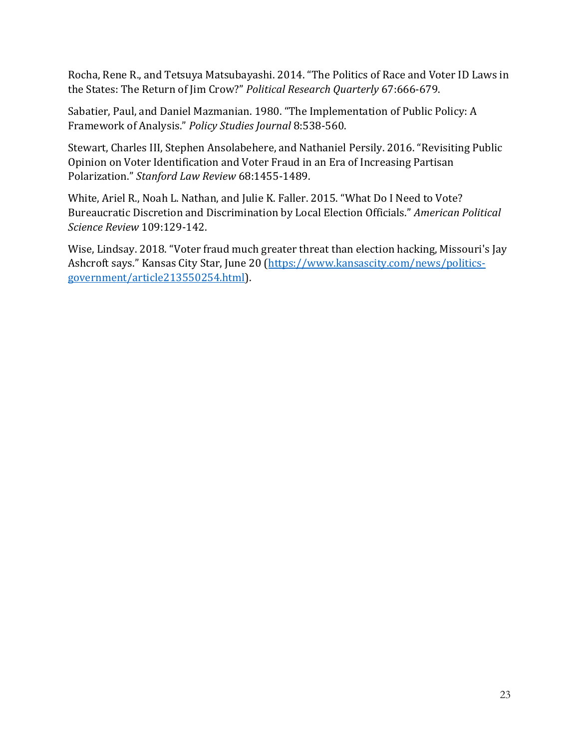Rocha, Rene R., and Tetsuya Matsubayashi. 2014. “The Politics of Race and Voter ID Laws in the States: The Return of Jim Crow?” *Political Research Quarterly* 67:666-679.

Sabatier, Paul, and Daniel Mazmanian. 1980. “The Implementation of Public Policy: A Framework of Analysis.” *Policy Studies Journal* 8:538-560.

Stewart, Charles III, Stephen Ansolabehere, and Nathaniel Persily. 2016. “Revisiting Public Opinion on Voter Identification and Voter Fraud in an Era of Increasing Partisan Polarization.” *Stanford Law Review* 68:1455-1489.

White, Ariel R., Noah L. Nathan, and Julie K. Faller. 2015. “What Do I Need to Vote? Bureaucratic Discretion and Discrimination by Local Election Officials.” *American Political Science Review* 109:129-142.

Wise, Lindsay. 2018. “Voter fraud much greater threat than election hacking, Missouri's Jay Ashcroft says.” Kansas City Star, June 20 (https://www.kansascity.com/news/politics-government/article213550254.html).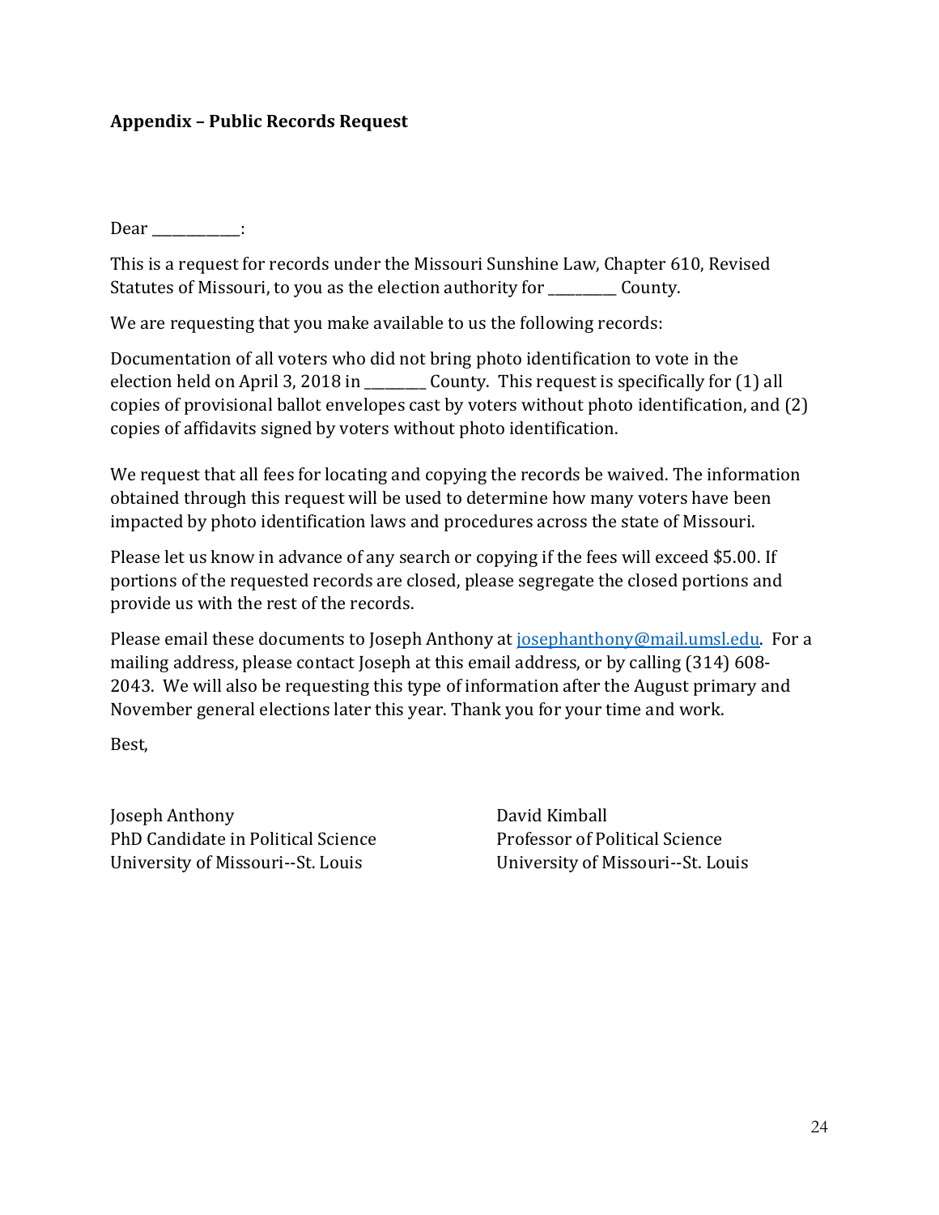**Appendix – Public Records Request**

Dear ___________:

This is a request for records under the Missouri Sunshine Law, Chapter 610, Revised Statutes of Missouri, to you as the election authority for _________ County.

We are requesting that you make available to us the following records:

Documentation of all voters who did not bring photo identification to vote in the election held on April 3, 2018 in ________ County. This request is specifically for (1) all copies of provisional ballot envelopes cast by voters without photo identification, and (2) copies of affidavits signed by voters without photo identification.

We request that all fees for locating and copying the records be waived. The information obtained through this request will be used to determine how many voters have been impacted by photo identification laws and procedures across the state of Missouri.

Please let us know in advance of any search or copying if the fees will exceed $5.00. If portions of the requested records are closed, please segregate the closed portions and provide us with the rest of the records.

Please email these documents to Joseph Anthony at josephanthony@mail.umsl.edu. For a mailing address, please contact Joseph at this email address, or by calling (314) 608-2043. We will also be requesting this type of information after the August primary and November general elections later this year. Thank you for your time and work.

Best,

Joseph Anthony
PhD Candidate in Political Science
University of Missouri--St. Louis

David Kimball
Professor of Political Science
University of Missouri--St. Louis